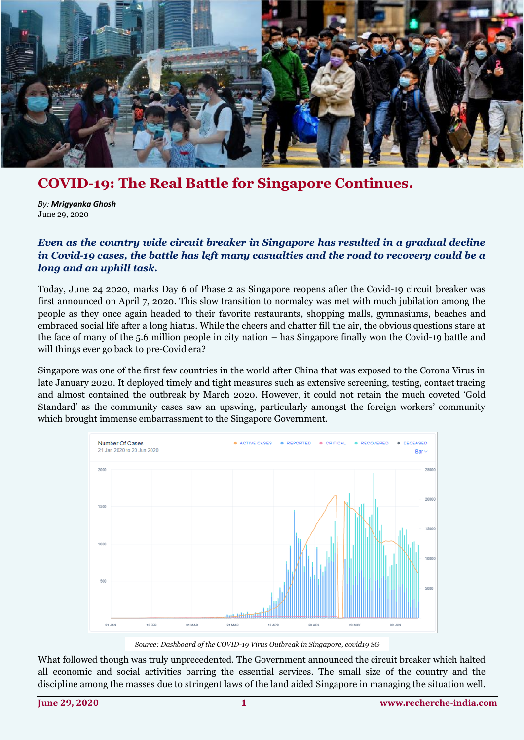# COVID-19: The Real Battle for Singapore Continues.

*By:* ***Mrigyanka Ghosh***
June 29, 2020

***Even as the country wide circuit breaker in Singapore has resulted in a gradual decline in Covid-19 cases, the battle has left many casualties and the road to recovery could be a long and an uphill task.***

Today, June 24 2020, marks Day 6 of Phase 2 as Singapore reopens after the Covid-19 circuit breaker was first announced on April 7, 2020. This slow transition to normalcy was met with much jubilation among the people as they once again headed to their favorite restaurants, shopping malls, gymnasiums, beaches and embraced social life after a long hiatus. While the cheers and chatter fill the air, the obvious questions stare at the face of many of the 5.6 million people in city nation – has Singapore finally won the Covid-19 battle and will things ever go back to pre-Covid era?

Singapore was one of the first few countries in the world after China that was exposed to the Corona Virus in late January 2020. It deployed timely and tight measures such as extensive screening, testing, contact tracing and almost contained the outbreak by March 2020. However, it could not retain the much coveted 'Gold Standard' as the community cases saw an upswing, particularly amongst the foreign workers' community which brought immense embarrassment to the Singapore Government.

*Source: Dashboard of the COVID-19 Virus Outbreak in Singapore, covid19 SG*

What followed though was truly unprecedented. The Government announced the circuit breaker which halted all economic and social activities barring the essential services. The small size of the country and the discipline among the masses due to stringent laws of the land aided Singapore in managing the situation well.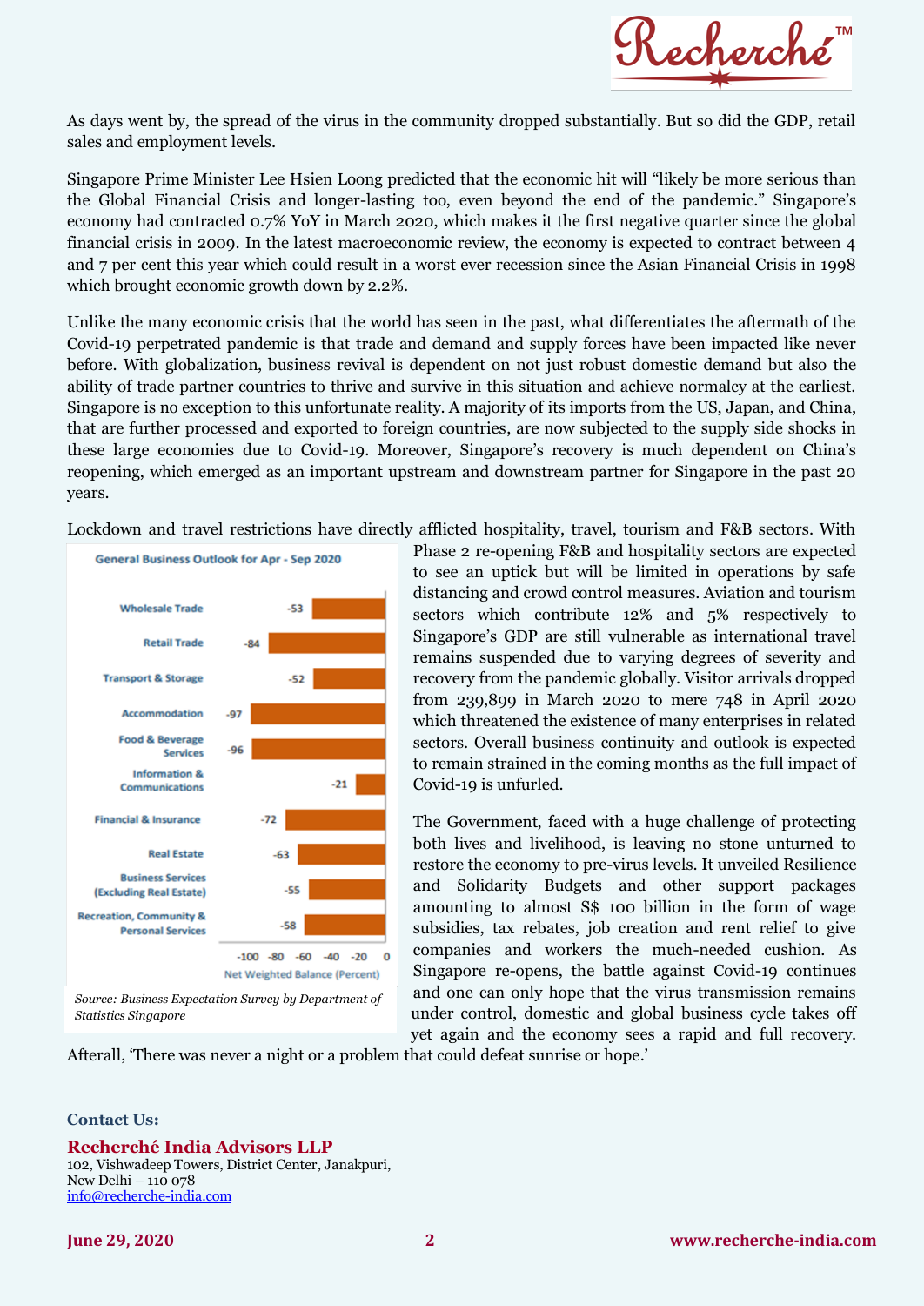As days went by, the spread of the virus in the community dropped substantially. But so did the GDP, retail sales and employment levels.

Singapore Prime Minister Lee Hsien Loong predicted that the economic hit will "likely be more serious than the Global Financial Crisis and longer-lasting too, even beyond the end of the pandemic." Singapore's economy had contracted 0.7% YoY in March 2020, which makes it the first negative quarter since the global financial crisis in 2009. In the latest macroeconomic review, the economy is expected to contract between 4 and 7 per cent this year which could result in a worst ever recession since the Asian Financial Crisis in 1998 which brought economic growth down by 2.2%.

Unlike the many economic crisis that the world has seen in the past, what differentiates the aftermath of the Covid-19 perpetrated pandemic is that trade and demand and supply forces have been impacted like never before. With globalization, business revival is dependent on not just robust domestic demand but also the ability of trade partner countries to thrive and survive in this situation and achieve normalcy at the earliest. Singapore is no exception to this unfortunate reality. A majority of its imports from the US, Japan, and China, that are further processed and exported to foreign countries, are now subjected to the supply side shocks in these large economies due to Covid-19. Moreover, Singapore's recovery is much dependent on China's reopening, which emerged as an important upstream and downstream partner for Singapore in the past 20 years.

Lockdown and travel restrictions have directly afflicted hospitality, travel, tourism and F&B sectors. With Phase 2 re-opening F&B and hospitality sectors are expected to see an uptick but will be limited in operations by safe distancing and crowd control measures. Aviation and tourism sectors which contribute 12% and 5% respectively to Singapore's GDP are still vulnerable as international travel remains suspended due to varying degrees of severity and recovery from the pandemic globally. Visitor arrivals dropped from 239,899 in March 2020 to mere 748 in April 2020 which threatened the existence of many enterprises in related sectors. Overall business continuity and outlook is expected to remain strained in the coming months as the full impact of Covid-19 is unfurled.

**General Business Outlook for Apr - Sep 2020**

Wholesale Trade -53
Retail Trade -84
Transport & Storage -52
Accommodation -97
Food & Beverage Services -96
Information & Communications -21
Financial & Insurance -72
Real Estate -63
Business Services (Excluding Real Estate) -55
Recreation, Community & Personal Services -58

-100 -80 -60 -40 -20 0
Net Weighted Balance (Percent)

*Source: Business Expectation Survey by Department of Statistics Singapore*

The Government, faced with a huge challenge of protecting both lives and livelihood, is leaving no stone unturned to restore the economy to pre-virus levels. It unveiled Resilience and Solidarity Budgets and other support packages amounting to almost S$ 100 billion in the form of wage subsidies, tax rebates, job creation and rent relief to give companies and workers the much-needed cushion. As Singapore re-opens, the battle against Covid-19 continues and one can only hope that the virus transmission remains under control, domestic and global business cycle takes off yet again and the economy sees a rapid and full recovery. Afterall, 'There was never a night or a problem that could defeat sunrise or hope.'

**Contact Us:**

**Recherché India Advisors LLP**
102, Vishwadeep Towers, District Center, Janakpuri,
New Delhi – 110 078
info@recherche-india.com

**June 29, 2020** **www.recherche-india.com**